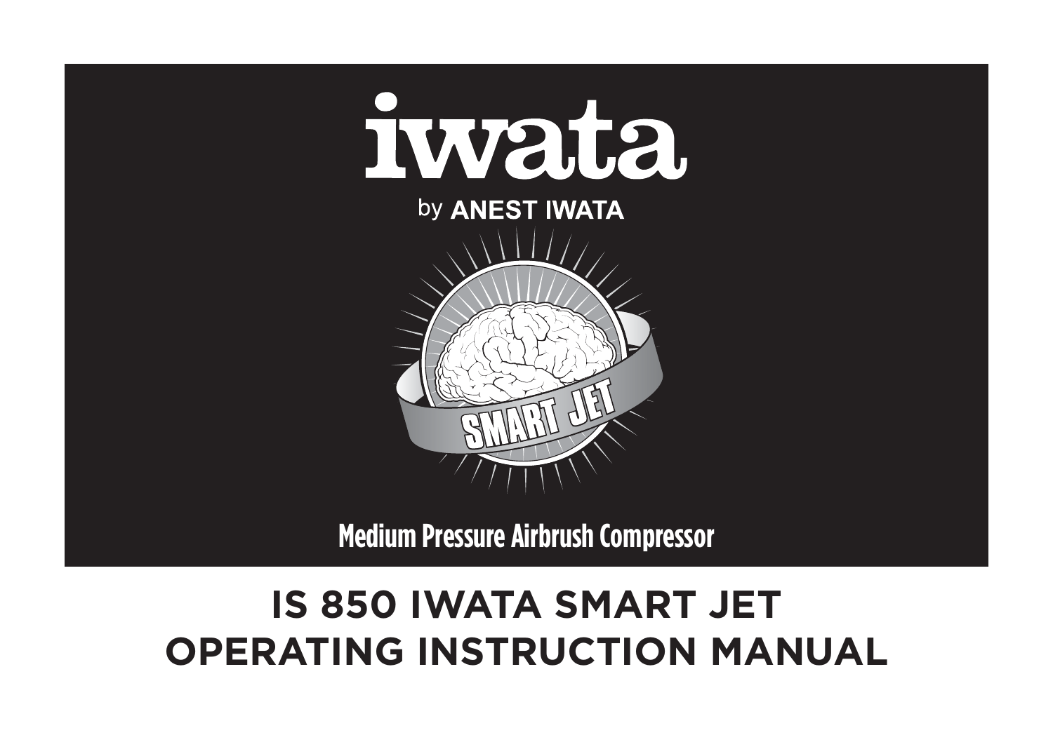iwata

by ANEST IWATA

SMART JET

Medium Pressure Airbrush Compressor

# IS 850 IWATA SMART JET OPERATING INSTRUCTION MANUAL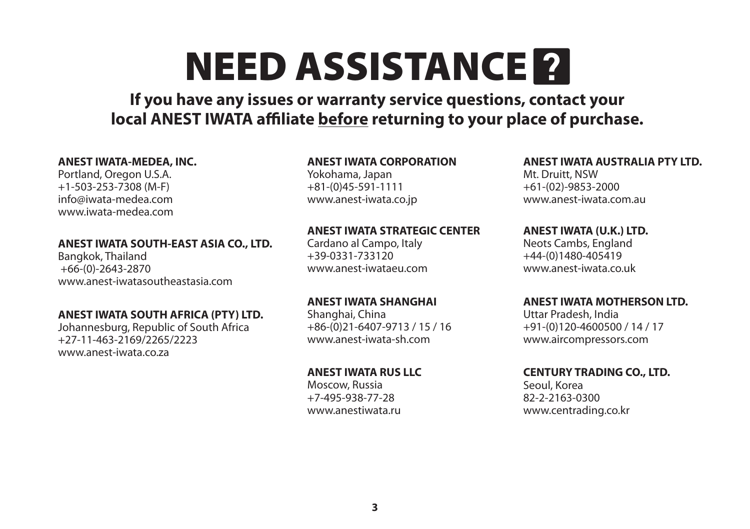# NEED ASSISTANCE ?

**If you have any issues or warranty service questions, contact your local ANEST IWATA affiliate before returning to your place of purchase.**

**ANEST IWATA-MEDEA, INC.**
Portland, Oregon U.S.A.
+1-503-253-7308 (M-F)
info@iwata-medea.com
www.iwata-medea.com

**ANEST IWATA SOUTH-EAST ASIA CO., LTD.**
Bangkok, Thailand
+66-(0)-2643-2870
www.anest-iwatasoutheastasia.com

**ANEST IWATA SOUTH AFRICA (PTY) LTD.**
Johannesburg, Republic of South Africa
+27-11-463-2169/2265/2223
www.anest-iwata.co.za

**ANEST IWATA CORPORATION**
Yokohama, Japan
+81-(0)45-591-1111
www.anest-iwata.co.jp

**ANEST IWATA STRATEGIC CENTER**
Cardano al Campo, Italy
+39-0331-733120
www.anest-iwataeu.com

**ANEST IWATA SHANGHAI**
Shanghai, China
+86-(0)21-6407-9713 / 15 / 16
www.anest-iwata-sh.com

**ANEST IWATA RUS LLC**
Moscow, Russia
+7-495-938-77-28
www.anestiwata.ru

**ANEST IWATA AUSTRALIA PTY LTD.**
Mt. Druitt, NSW
+61-(02)-9853-2000
www.anest-iwata.com.au

**ANEST IWATA (U.K.) LTD.**
Neots Cambs, England
+44-(0)1480-405419
www.anest-iwata.co.uk

**ANEST IWATA MOTHERSON LTD.**
Uttar Pradesh, India
+91-(0)120-4600500 / 14 / 17
www.aircompressors.com

**CENTURY TRADING CO., LTD.**
Seoul, Korea
82-2-2163-0300
www.centrading.co.kr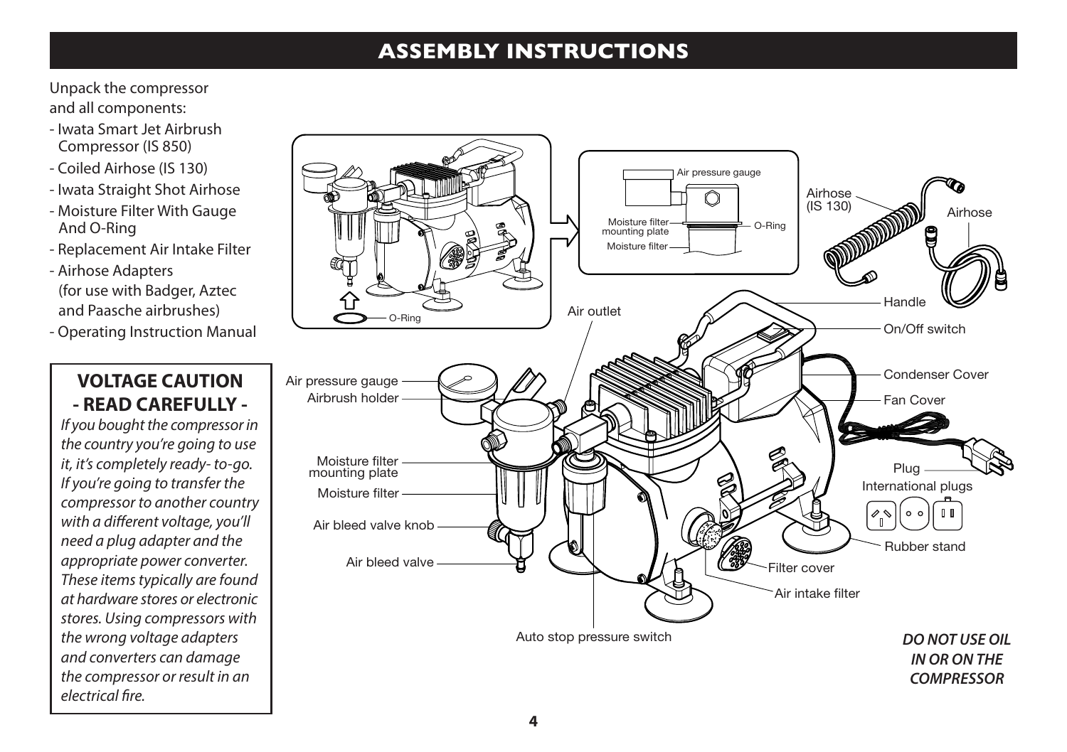# ASSEMBLY INSTRUCTIONS

Unpack the compressor and all components:

- Iwata Smart Jet Airbrush Compressor (IS 850)
- Coiled Airhose (IS 130)
- Iwata Straight Shot Airhose
- Moisture Filter With Gauge And O-Ring
- Replacement Air Intake Filter
- Airhose Adapters (for use with Badger, Aztec and Paasche airbrushes)
- Operating Instruction Manual

## VOLTAGE CAUTION - READ CAREFULLY -

*If you bought the compressor in the country you're going to use it, it's completely ready- to-go. If you're going to transfer the compressor to another country with a different voltage, you'll need a plug adapter and the appropriate power converter. These items typically are found at hardware stores or electronic stores. Using compressors with the wrong voltage adapters and converters can damage the compressor or result in an electrical fire.*

O-Ring

Air pressure gauge
Moisture filter mounting plate
O-Ring
Moisture filter

Airhose (IS 130)
Airhose

Air outlet
Handle
On/Off switch
Condenser Cover
Fan Cover
Air pressure gauge
Airbrush holder
Moisture filter mounting plate
Moisture filter
Air bleed valve knob
Air bleed valve
Plug
International plugs
Rubber stand
Filter cover
Air intake filter
Auto stop pressure switch

***DO NOT USE OIL IN OR ON THE COMPRESSOR***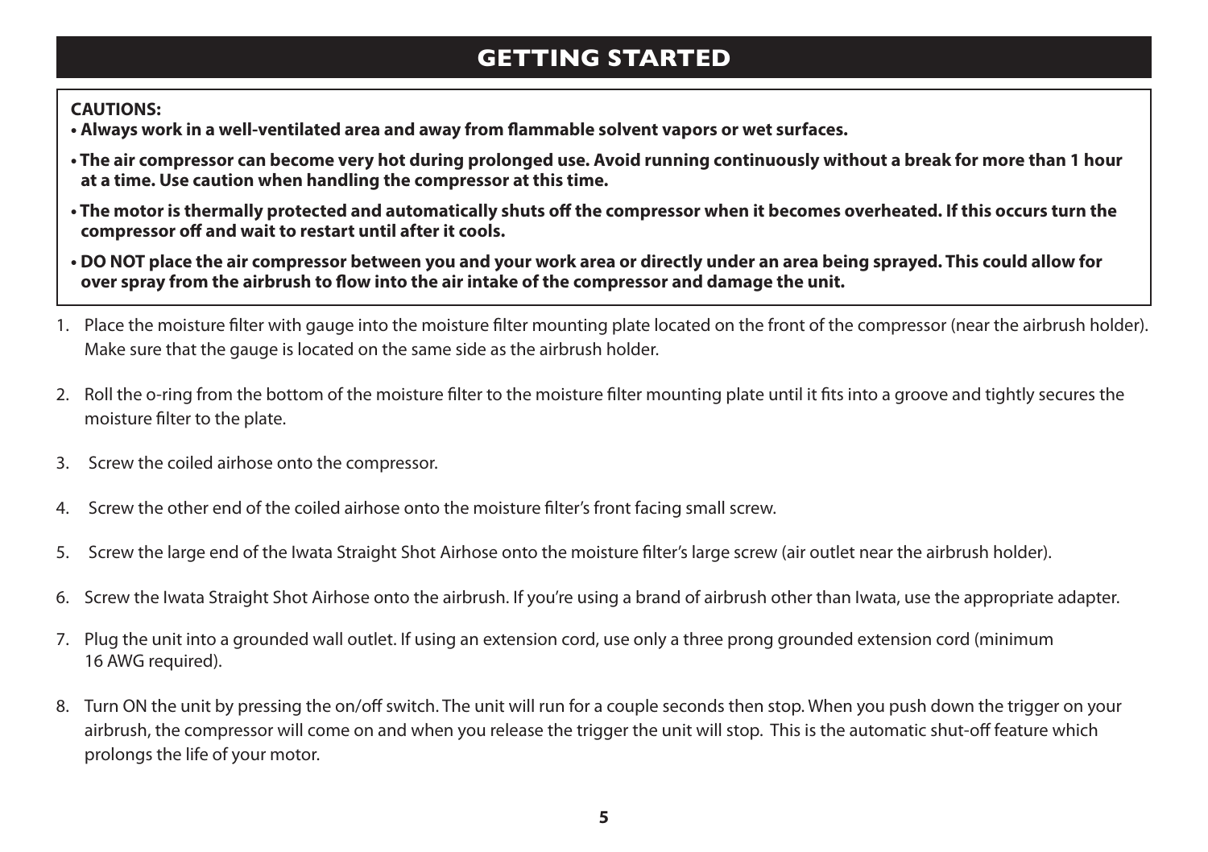# GETTING STARTED

**CAUTIONS:**

- **Always work in a well-ventilated area and away from flammable solvent vapors or wet surfaces.**
- **The air compressor can become very hot during prolonged use. Avoid running continuously without a break for more than 1 hour at a time. Use caution when handling the compressor at this time.**
- **The motor is thermally protected and automatically shuts off the compressor when it becomes overheated. If this occurs turn the compressor off and wait to restart until after it cools.**
- **DO NOT place the air compressor between you and your work area or directly under an area being sprayed. This could allow for over spray from the airbrush to flow into the air intake of the compressor and damage the unit.**

1. Place the moisture filter with gauge into the moisture filter mounting plate located on the front of the compressor (near the airbrush holder). Make sure that the gauge is located on the same side as the airbrush holder.
2. Roll the o-ring from the bottom of the moisture filter to the moisture filter mounting plate until it fits into a groove and tightly secures the moisture filter to the plate.
3. Screw the coiled airhose onto the compressor.
4. Screw the other end of the coiled airhose onto the moisture filter's front facing small screw.
5. Screw the large end of the Iwata Straight Shot Airhose onto the moisture filter's large screw (air outlet near the airbrush holder).
6. Screw the Iwata Straight Shot Airhose onto the airbrush. If you're using a brand of airbrush other than Iwata, use the appropriate adapter.
7. Plug the unit into a grounded wall outlet. If using an extension cord, use only a three prong grounded extension cord (minimum 16 AWG required).
8. Turn ON the unit by pressing the on/off switch. The unit will run for a couple seconds then stop. When you push down the trigger on your airbrush, the compressor will come on and when you release the trigger the unit will stop. This is the automatic shut-off feature which prolongs the life of your motor.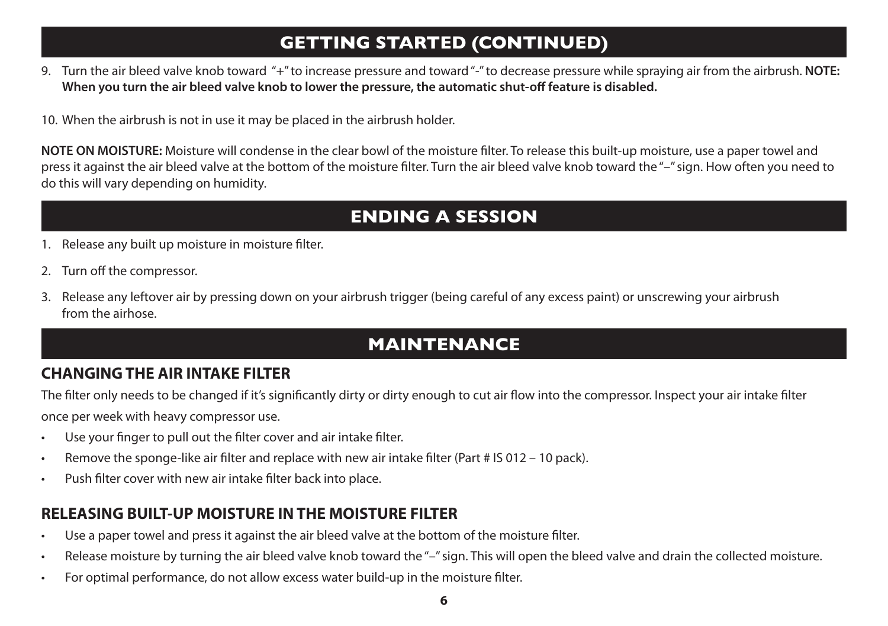## GETTING STARTED (CONTINUED)

9. Turn the air bleed valve knob toward "+" to increase pressure and toward "-" to decrease pressure while spraying air from the airbrush. **NOTE: When you turn the air bleed valve knob to lower the pressure, the automatic shut-off feature is disabled.**

10. When the airbrush is not in use it may be placed in the airbrush holder.

**NOTE ON MOISTURE:** Moisture will condense in the clear bowl of the moisture filter. To release this built-up moisture, use a paper towel and press it against the air bleed valve at the bottom of the moisture filter. Turn the air bleed valve knob toward the "–" sign. How often you need to do this will vary depending on humidity.

## ENDING A SESSION

1. Release any built up moisture in moisture filter.
2. Turn off the compressor.
3. Release any leftover air by pressing down on your airbrush trigger (being careful of any excess paint) or unscrewing your airbrush from the airhose.

## MAINTENANCE

### CHANGING THE AIR INTAKE FILTER

The filter only needs to be changed if it's significantly dirty or dirty enough to cut air flow into the compressor. Inspect your air intake filter once per week with heavy compressor use.

- Use your finger to pull out the filter cover and air intake filter.
- Remove the sponge-like air filter and replace with new air intake filter (Part # IS 012 – 10 pack).
- Push filter cover with new air intake filter back into place.

### RELEASING BUILT-UP MOISTURE IN THE MOISTURE FILTER

- Use a paper towel and press it against the air bleed valve at the bottom of the moisture filter.
- Release moisture by turning the air bleed valve knob toward the "–" sign. This will open the bleed valve and drain the collected moisture.
- For optimal performance, do not allow excess water build-up in the moisture filter.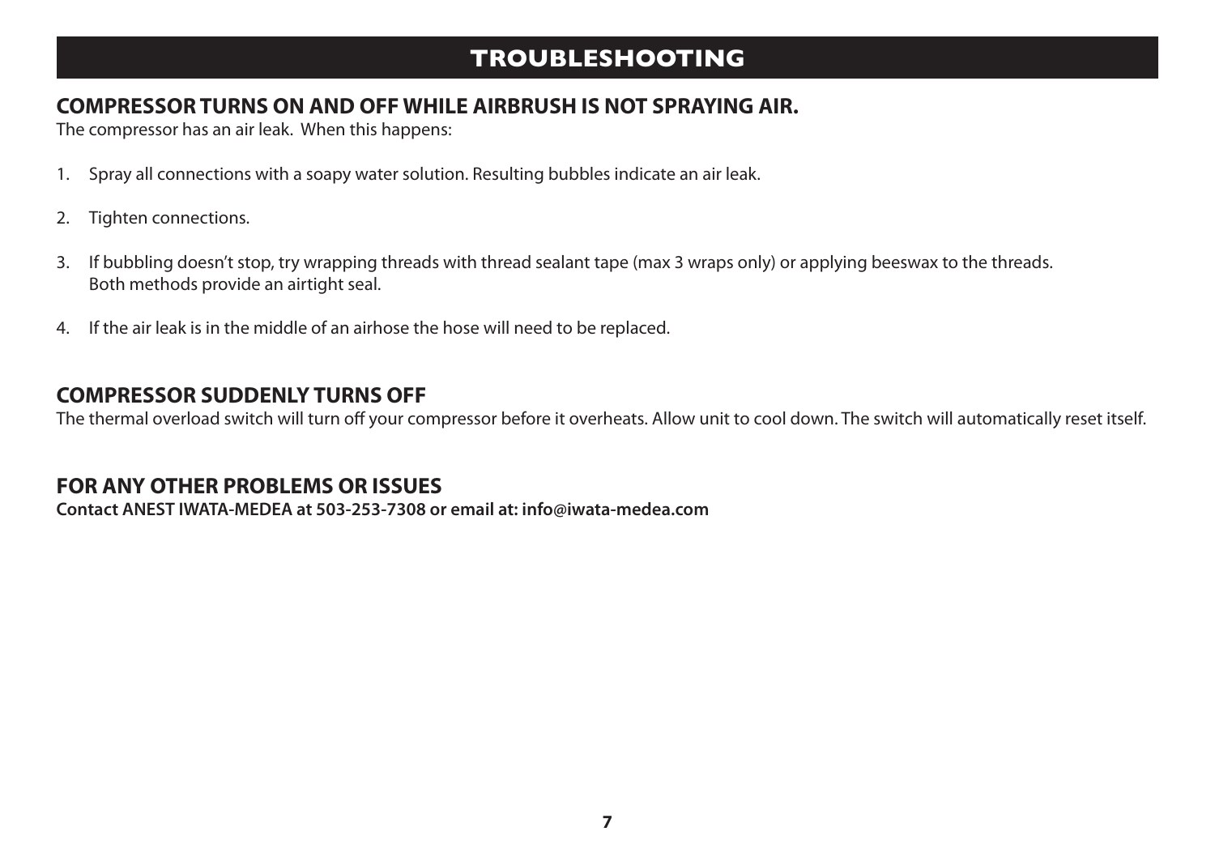# TROUBLESHOOTING

## COMPRESSOR TURNS ON AND OFF WHILE AIRBRUSH IS NOT SPRAYING AIR.

The compressor has an air leak. When this happens:

1. Spray all connections with a soapy water solution. Resulting bubbles indicate an air leak.
2. Tighten connections.
3. If bubbling doesn't stop, try wrapping threads with thread sealant tape (max 3 wraps only) or applying beeswax to the threads. Both methods provide an airtight seal.
4. If the air leak is in the middle of an airhose the hose will need to be replaced.

## COMPRESSOR SUDDENLY TURNS OFF

The thermal overload switch will turn off your compressor before it overheats. Allow unit to cool down. The switch will automatically reset itself.

## FOR ANY OTHER PROBLEMS OR ISSUES

**Contact ANEST IWATA-MEDEA at 503-253-7308 or email at: info@iwata-medea.com**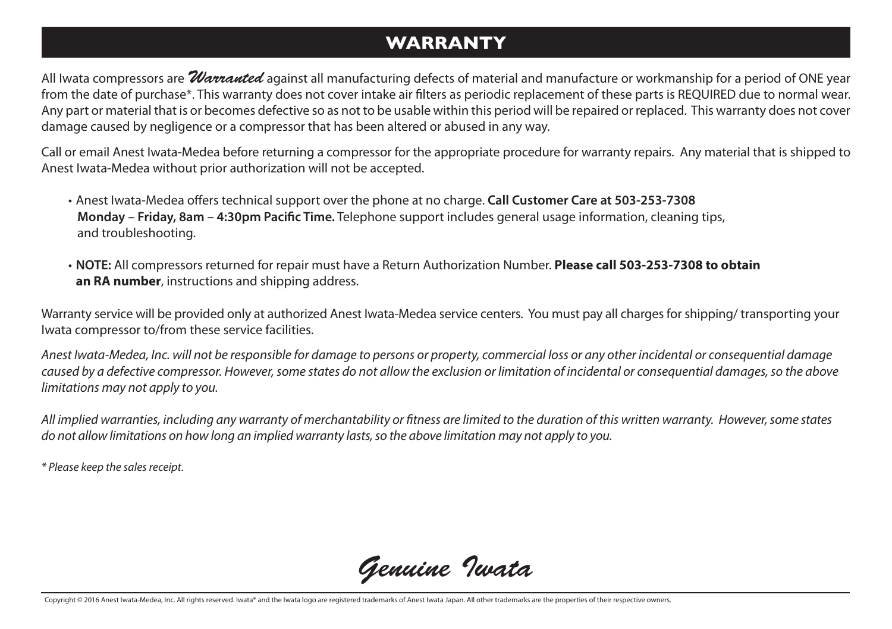# WARRANTY

All Iwata compressors are *Warranted* against all manufacturing defects of material and manufacture or workmanship for a period of ONE year from the date of purchase*. This warranty does not cover intake air filters as periodic replacement of these parts is REQUIRED due to normal wear. Any part or material that is or becomes defective so as not to be usable within this period will be repaired or replaced. This warranty does not cover damage caused by negligence or a compressor that has been altered or abused in any way.

Call or email Anest Iwata-Medea before returning a compressor for the appropriate procedure for warranty repairs. Any material that is shipped to Anest Iwata-Medea without prior authorization will not be accepted.

- Anest Iwata-Medea offers technical support over the phone at no charge. **Call Customer Care at 503-253-7308 Monday – Friday, 8am – 4:30pm Pacific Time.** Telephone support includes general usage information, cleaning tips, and troubleshooting.
- **NOTE:** All compressors returned for repair must have a Return Authorization Number. **Please call 503-253-7308 to obtain an RA number**, instructions and shipping address.

Warranty service will be provided only at authorized Anest Iwata-Medea service centers. You must pay all charges for shipping/ transporting your Iwata compressor to/from these service facilities.

*Anest Iwata-Medea, Inc. will not be responsible for damage to persons or property, commercial loss or any other incidental or consequential damage caused by a defective compressor. However, some states do not allow the exclusion or limitation of incidental or consequential damages, so the above limitations may not apply to you.*

*All implied warranties, including any warranty of merchantability or fitness are limited to the duration of this written warranty. However, some states do not allow limitations on how long an implied warranty lasts, so the above limitation may not apply to you.*

*\* Please keep the sales receipt.*

*Genuine Iwata*

Copyright © 2016 Anest Iwata-Medea, Inc. All rights reserved. Iwata® and the Iwata logo are registered trademarks of Anest Iwata Japan. All other trademarks are the properties of their respective owners.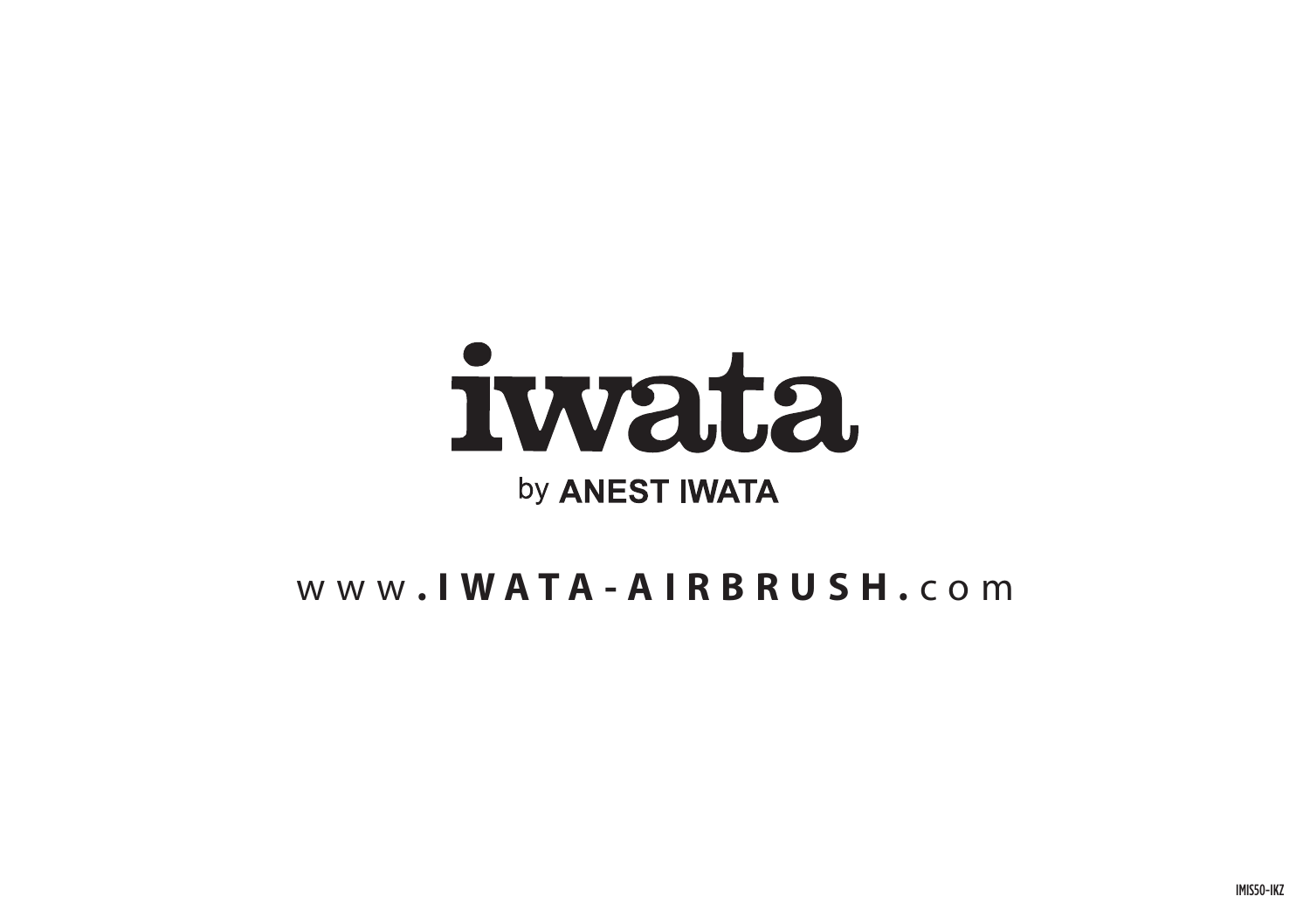iwata

by ANEST IWATA

www.IWATA-AIRBRUSH.com

IMIS50-IKZ